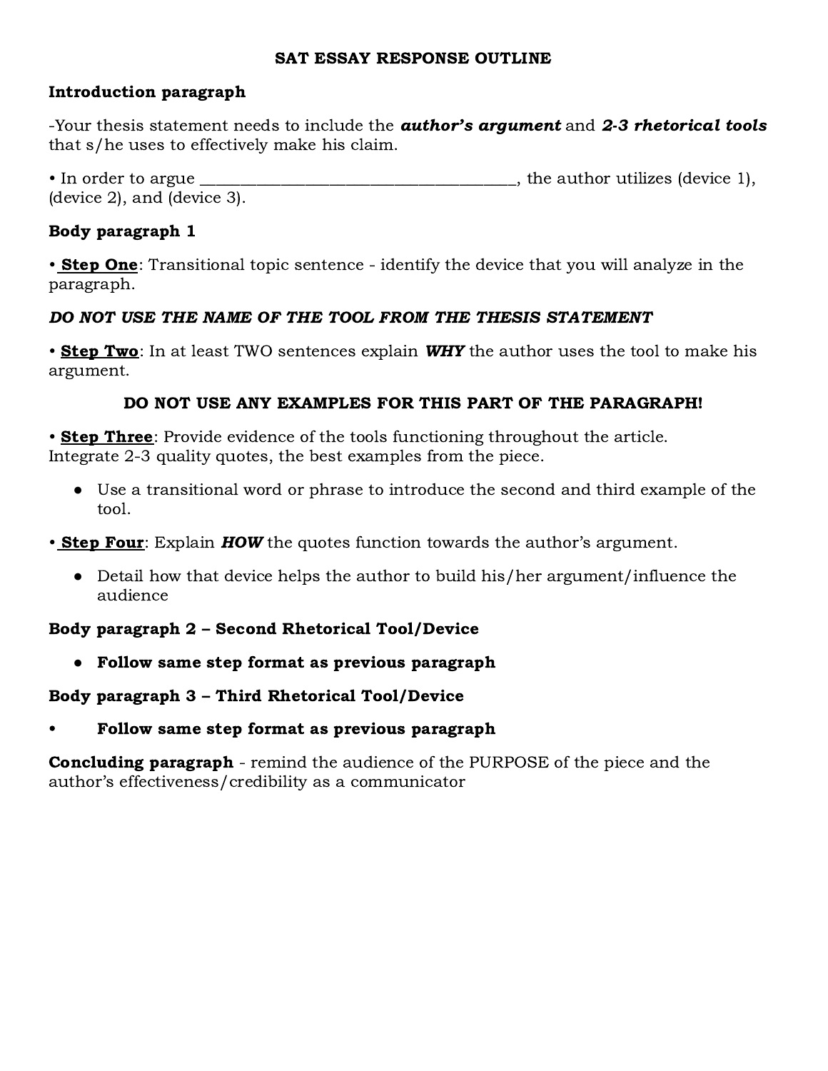# SAT ESSAY RESPONSE OUTLINE

## Introduction paragraph

-Your thesis statement needs to include the ***author's argument*** and ***2-3 rhetorical tools*** that s/he uses to effectively make his claim.

• In order to argue ______________________________________, the author utilizes (device 1), (device 2), and (device 3).

## Body paragraph 1

• **<u>Step One</u>**: Transitional topic sentence - identify the device that you will analyze in the paragraph.

***DO NOT USE THE NAME OF THE TOOL FROM THE THESIS STATEMENT***

• **<u>Step Two</u>**: In at least TWO sentences explain ***WHY*** the author uses the tool to make his argument.

**DO NOT USE ANY EXAMPLES FOR THIS PART OF THE PARAGRAPH!**

• **<u>Step Three</u>**: Provide evidence of the tools functioning throughout the article. Integrate 2-3 quality quotes, the best examples from the piece.

- Use a transitional word or phrase to introduce the second and third example of the tool.

• **<u>Step Four</u>**: Explain ***HOW*** the quotes function towards the author's argument.

- Detail how that device helps the author to build his/her argument/influence the audience

## Body paragraph 2 – Second Rhetorical Tool/Device

- **Follow same step format as previous paragraph**

## Body paragraph 3 – Third Rhetorical Tool/Device

- **Follow same step format as previous paragraph**

**Concluding paragraph** - remind the audience of the PURPOSE of the piece and the author's effectiveness/credibility as a communicator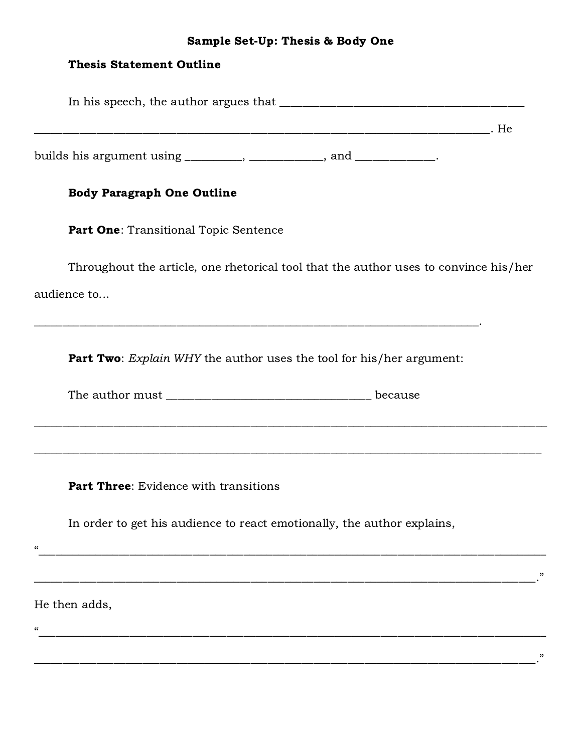**Sample Set-Up: Thesis & Body One**

**Thesis Statement Outline**

In his speech, the author argues that ________________________________________ ________________________________________________________________________. He builds his argument using _________, ___________, and ____________.

**Body Paragraph One Outline**

**Part One**: Transitional Topic Sentence

Throughout the article, one rhetorical tool that the author uses to convince his/her audience to...

______________________________________________________________________.

**Part Two**: *Explain WHY* the author uses the tool for his/her argument:

The author must _________________________________ because

________________________________________________________________________________

________________________________________________________________________________

**Part Three**: Evidence with transitions

In order to get his audience to react emotionally, the author explains,

"_______________________________________________________________________________

_______________________________________________________________________________."

He then adds,

"_______________________________________________________________________________

_______________________________________________________________________________."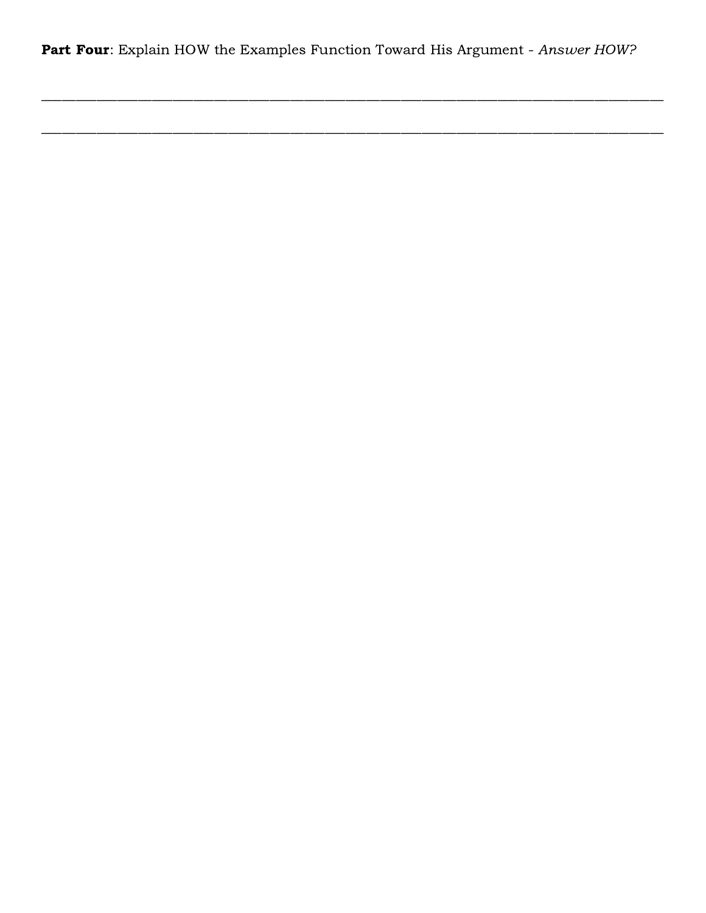**Part Four**: Explain HOW the Examples Function Toward His Argument - *Answer HOW?*

___________________________________________________________________________

___________________________________________________________________________